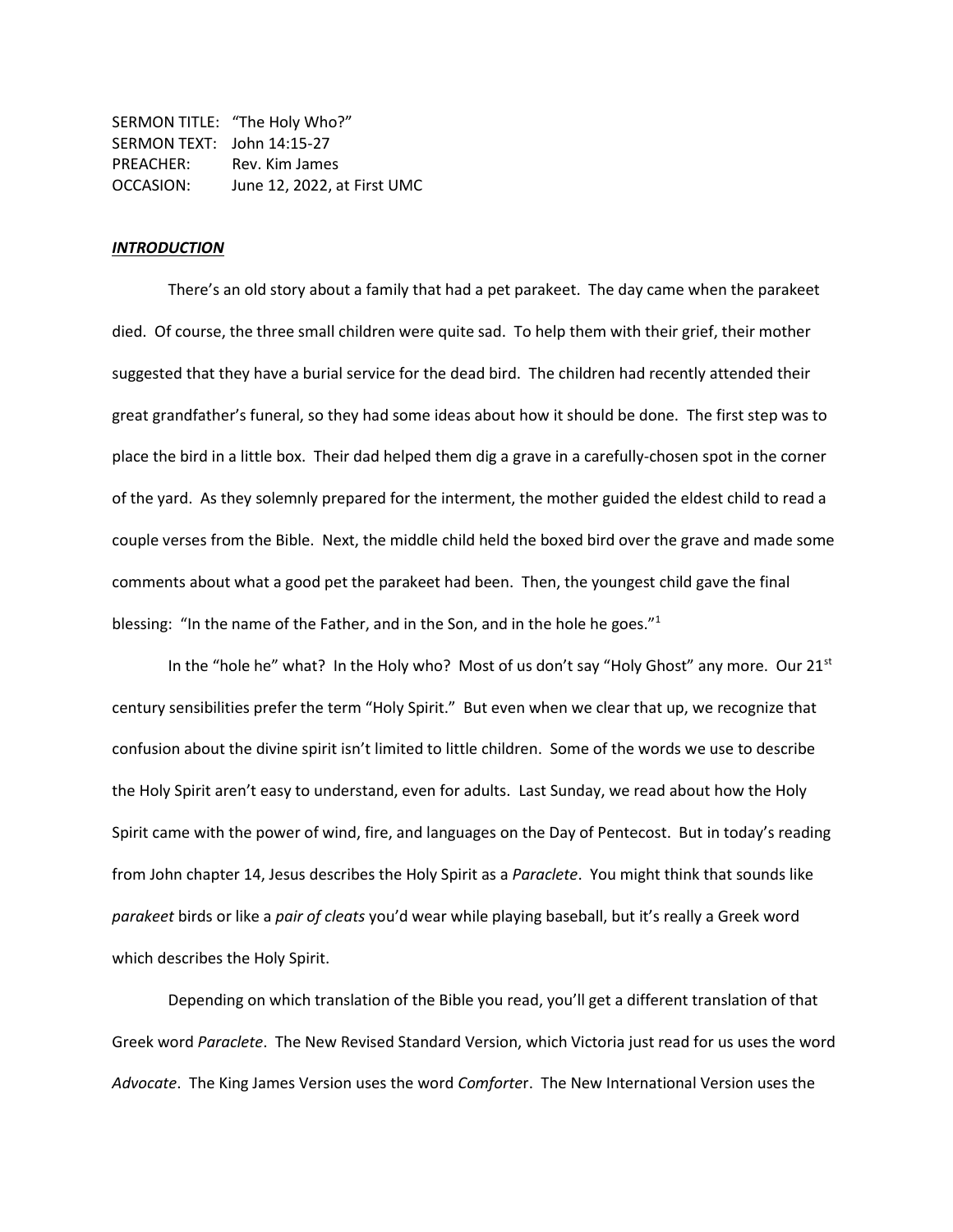SERMON TITLE: "The Holy Who?"
SERMON TEXT: John 14:15-27
PREACHER: Rev. Kim James
OCCASION: June 12, 2022, at First UMC

***INTRODUCTION***

There's an old story about a family that had a pet parakeet. The day came when the parakeet died. Of course, the three small children were quite sad. To help them with their grief, their mother suggested that they have a burial service for the dead bird. The children had recently attended their great grandfather's funeral, so they had some ideas about how it should be done. The first step was to place the bird in a little box. Their dad helped them dig a grave in a carefully-chosen spot in the corner of the yard. As they solemnly prepared for the interment, the mother guided the eldest child to read a couple verses from the Bible. Next, the middle child held the boxed bird over the grave and made some comments about what a good pet the parakeet had been. Then, the youngest child gave the final blessing: "In the name of the Father, and in the Son, and in the hole he goes."[1]

In the "hole he" what? In the Holy who? Most of us don't say "Holy Ghost" any more. Our 21st century sensibilities prefer the term "Holy Spirit." But even when we clear that up, we recognize that confusion about the divine spirit isn't limited to little children. Some of the words we use to describe the Holy Spirit aren't easy to understand, even for adults. Last Sunday, we read about how the Holy Spirit came with the power of wind, fire, and languages on the Day of Pentecost. But in today's reading from John chapter 14, Jesus describes the Holy Spirit as a *Paraclete*. You might think that sounds like *parakeet* birds or like a *pair of cleats* you'd wear while playing baseball, but it's really a Greek word which describes the Holy Spirit.

Depending on which translation of the Bible you read, you'll get a different translation of that Greek word *Paraclete*. The New Revised Standard Version, which Victoria just read for us uses the word *Advocate*. The King James Version uses the word *Comforter*. The New International Version uses the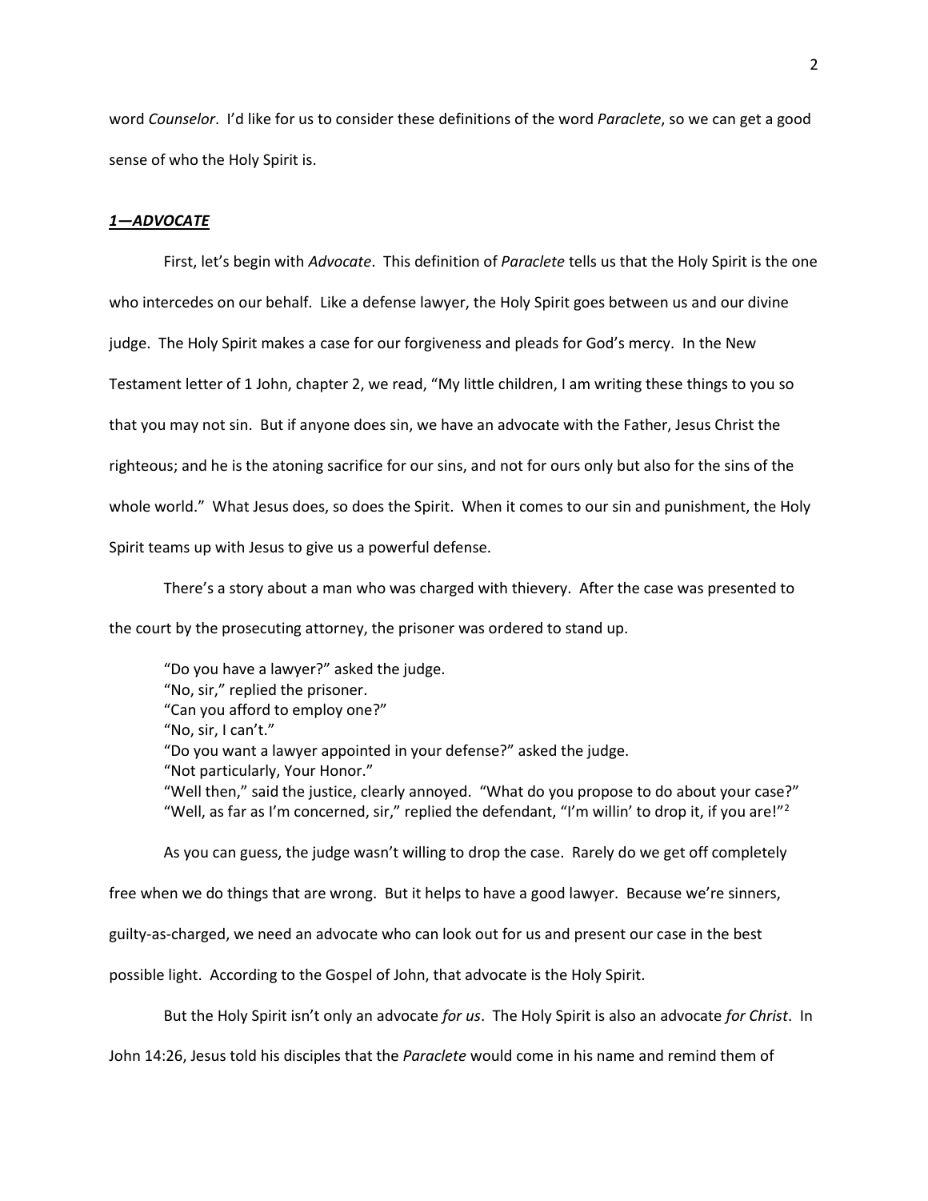word *Counselor*. I'd like for us to consider these definitions of the word *Paraclete*, so we can get a good sense of who the Holy Spirit is.

### ***1—ADVOCATE***

First, let's begin with *Advocate*. This definition of *Paraclete* tells us that the Holy Spirit is the one who intercedes on our behalf. Like a defense lawyer, the Holy Spirit goes between us and our divine judge. The Holy Spirit makes a case for our forgiveness and pleads for God's mercy. In the New Testament letter of 1 John, chapter 2, we read, "My little children, I am writing these things to you so that you may not sin. But if anyone does sin, we have an advocate with the Father, Jesus Christ the righteous; and he is the atoning sacrifice for our sins, and not for ours only but also for the sins of the whole world." What Jesus does, so does the Spirit. When it comes to our sin and punishment, the Holy Spirit teams up with Jesus to give us a powerful defense.

There's a story about a man who was charged with thievery. After the case was presented to the court by the prosecuting attorney, the prisoner was ordered to stand up.

> "Do you have a lawyer?" asked the judge.
> "No, sir," replied the prisoner.
> "Can you afford to employ one?"
> "No, sir, I can't."
> "Do you want a lawyer appointed in your defense?" asked the judge.
> "Not particularly, Your Honor."
> "Well then," said the justice, clearly annoyed. "What do you propose to do about your case?"
> "Well, as far as I'm concerned, sir," replied the defendant, "I'm willin' to drop it, if you are!"[2]

As you can guess, the judge wasn't willing to drop the case. Rarely do we get off completely free when we do things that are wrong. But it helps to have a good lawyer. Because we're sinners, guilty-as-charged, we need an advocate who can look out for us and present our case in the best possible light. According to the Gospel of John, that advocate is the Holy Spirit.

But the Holy Spirit isn't only an advocate *for us*. The Holy Spirit is also an advocate *for Christ*. In John 14:26, Jesus told his disciples that the *Paraclete* would come in his name and remind them of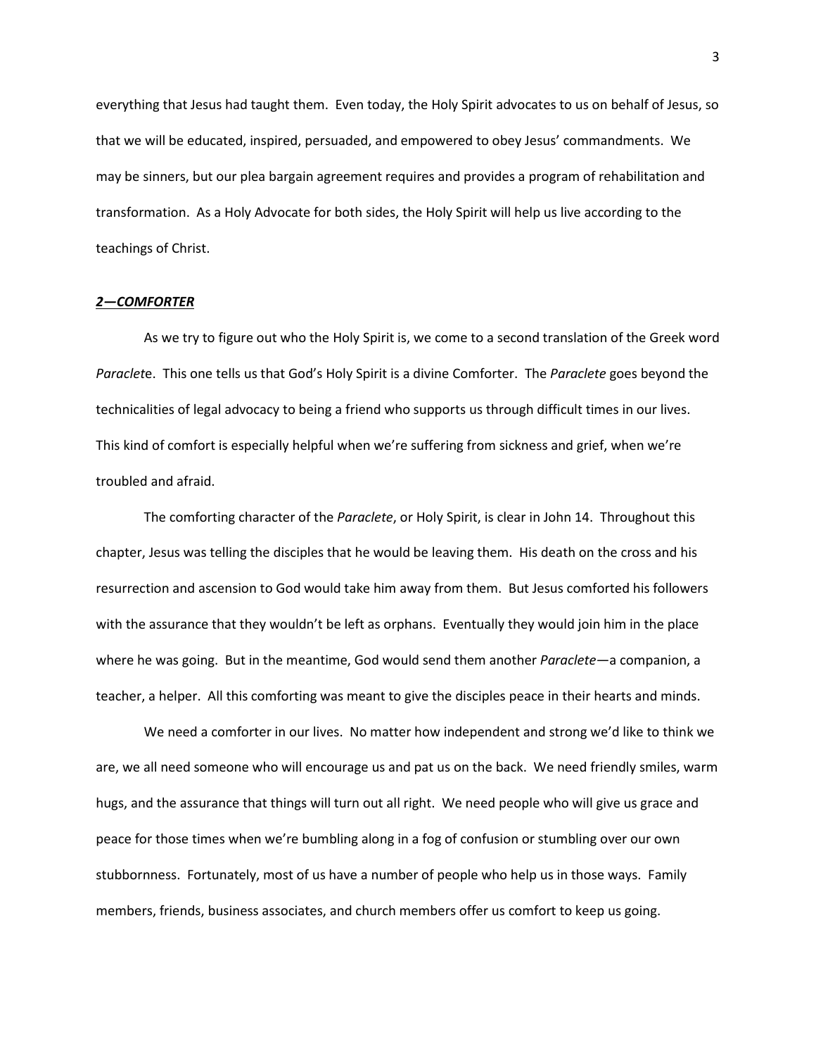everything that Jesus had taught them. Even today, the Holy Spirit advocates to us on behalf of Jesus, so that we will be educated, inspired, persuaded, and empowered to obey Jesus' commandments. We may be sinners, but our plea bargain agreement requires and provides a program of rehabilitation and transformation. As a Holy Advocate for both sides, the Holy Spirit will help us live according to the teachings of Christ.

***2—COMFORTER***

As we try to figure out who the Holy Spirit is, we come to a second translation of the Greek word *Paraclet*e. This one tells us that God's Holy Spirit is a divine Comforter. The *Paraclete* goes beyond the technicalities of legal advocacy to being a friend who supports us through difficult times in our lives. This kind of comfort is especially helpful when we're suffering from sickness and grief, when we're troubled and afraid.

The comforting character of the *Paraclete*, or Holy Spirit, is clear in John 14. Throughout this chapter, Jesus was telling the disciples that he would be leaving them. His death on the cross and his resurrection and ascension to God would take him away from them. But Jesus comforted his followers with the assurance that they wouldn't be left as orphans. Eventually they would join him in the place where he was going. But in the meantime, God would send them another *Paraclete*—a companion, a teacher, a helper. All this comforting was meant to give the disciples peace in their hearts and minds.

We need a comforter in our lives. No matter how independent and strong we'd like to think we are, we all need someone who will encourage us and pat us on the back. We need friendly smiles, warm hugs, and the assurance that things will turn out all right. We need people who will give us grace and peace for those times when we're bumbling along in a fog of confusion or stumbling over our own stubbornness. Fortunately, most of us have a number of people who help us in those ways. Family members, friends, business associates, and church members offer us comfort to keep us going.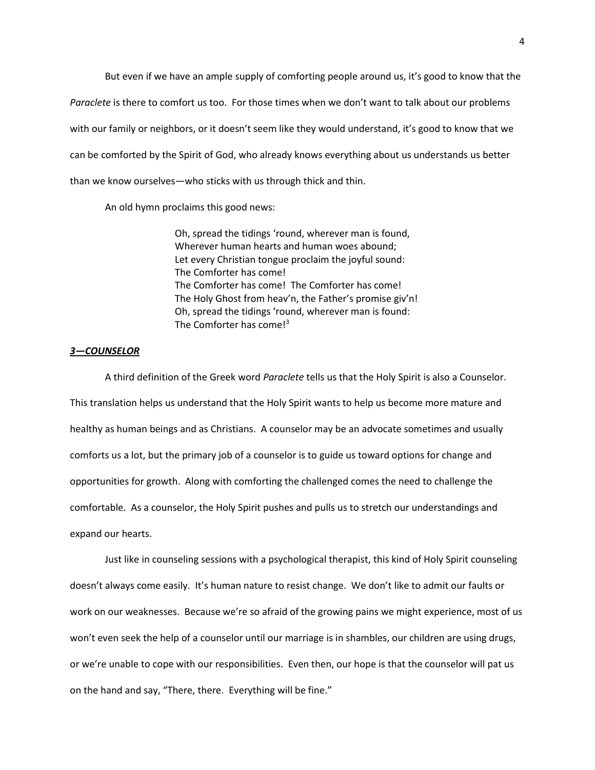But even if we have an ample supply of comforting people around us, it's good to know that the *Paraclete* is there to comfort us too. For those times when we don't want to talk about our problems with our family or neighbors, or it doesn't seem like they would understand, it's good to know that we can be comforted by the Spirit of God, who already knows everything about us understands us better than we know ourselves—who sticks with us through thick and thin.

An old hymn proclaims this good news:

> Oh, spread the tidings 'round, wherever man is found,
> Wherever human hearts and human woes abound;
> Let every Christian tongue proclaim the joyful sound:
> The Comforter has come!
> The Comforter has come! The Comforter has come!
> The Holy Ghost from heav'n, the Father's promise giv'n!
> Oh, spread the tidings 'round, wherever man is found:
> The Comforter has come![3]

***3—COUNSELOR***

A third definition of the Greek word *Paraclete* tells us that the Holy Spirit is also a Counselor. This translation helps us understand that the Holy Spirit wants to help us become more mature and healthy as human beings and as Christians. A counselor may be an advocate sometimes and usually comforts us a lot, but the primary job of a counselor is to guide us toward options for change and opportunities for growth. Along with comforting the challenged comes the need to challenge the comfortable. As a counselor, the Holy Spirit pushes and pulls us to stretch our understandings and expand our hearts.

Just like in counseling sessions with a psychological therapist, this kind of Holy Spirit counseling doesn't always come easily. It's human nature to resist change. We don't like to admit our faults or work on our weaknesses. Because we're so afraid of the growing pains we might experience, most of us won't even seek the help of a counselor until our marriage is in shambles, our children are using drugs, or we're unable to cope with our responsibilities. Even then, our hope is that the counselor will pat us on the hand and say, "There, there. Everything will be fine."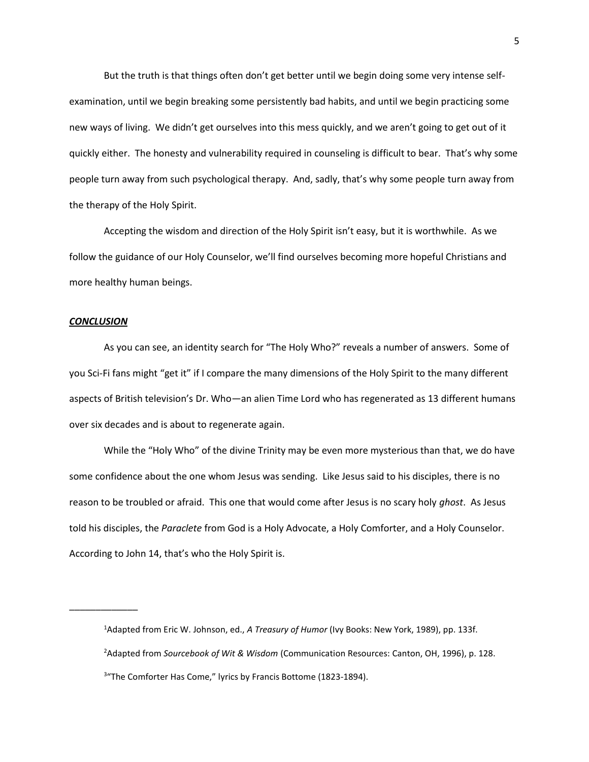But the truth is that things often don't get better until we begin doing some very intense self-examination, until we begin breaking some persistently bad habits, and until we begin practicing some new ways of living. We didn't get ourselves into this mess quickly, and we aren't going to get out of it quickly either. The honesty and vulnerability required in counseling is difficult to bear. That's why some people turn away from such psychological therapy. And, sadly, that's why some people turn away from the therapy of the Holy Spirit.

Accepting the wisdom and direction of the Holy Spirit isn't easy, but it is worthwhile. As we follow the guidance of our Holy Counselor, we'll find ourselves becoming more hopeful Christians and more healthy human beings.

## ***CONCLUSION***

As you can see, an identity search for "The Holy Who?" reveals a number of answers. Some of you Sci-Fi fans might "get it" if I compare the many dimensions of the Holy Spirit to the many different aspects of British television's Dr. Who—an alien Time Lord who has regenerated as 13 different humans over six decades and is about to regenerate again.

While the "Holy Who" of the divine Trinity may be even more mysterious than that, we do have some confidence about the one whom Jesus was sending. Like Jesus said to his disciples, there is no reason to be troubled or afraid. This one that would come after Jesus is no scary holy *ghost*. As Jesus told his disciples, the *Paraclete* from God is a Holy Advocate, a Holy Comforter, and a Holy Counselor. According to John 14, that's who the Holy Spirit is.

_____________

[1]Adapted from Eric W. Johnson, ed., *A Treasury of Humor* (Ivy Books: New York, 1989), pp. 133f.

[2]Adapted from *Sourcebook of Wit & Wisdom* (Communication Resources: Canton, OH, 1996), p. 128.

[3]"The Comforter Has Come," lyrics by Francis Bottome (1823-1894).